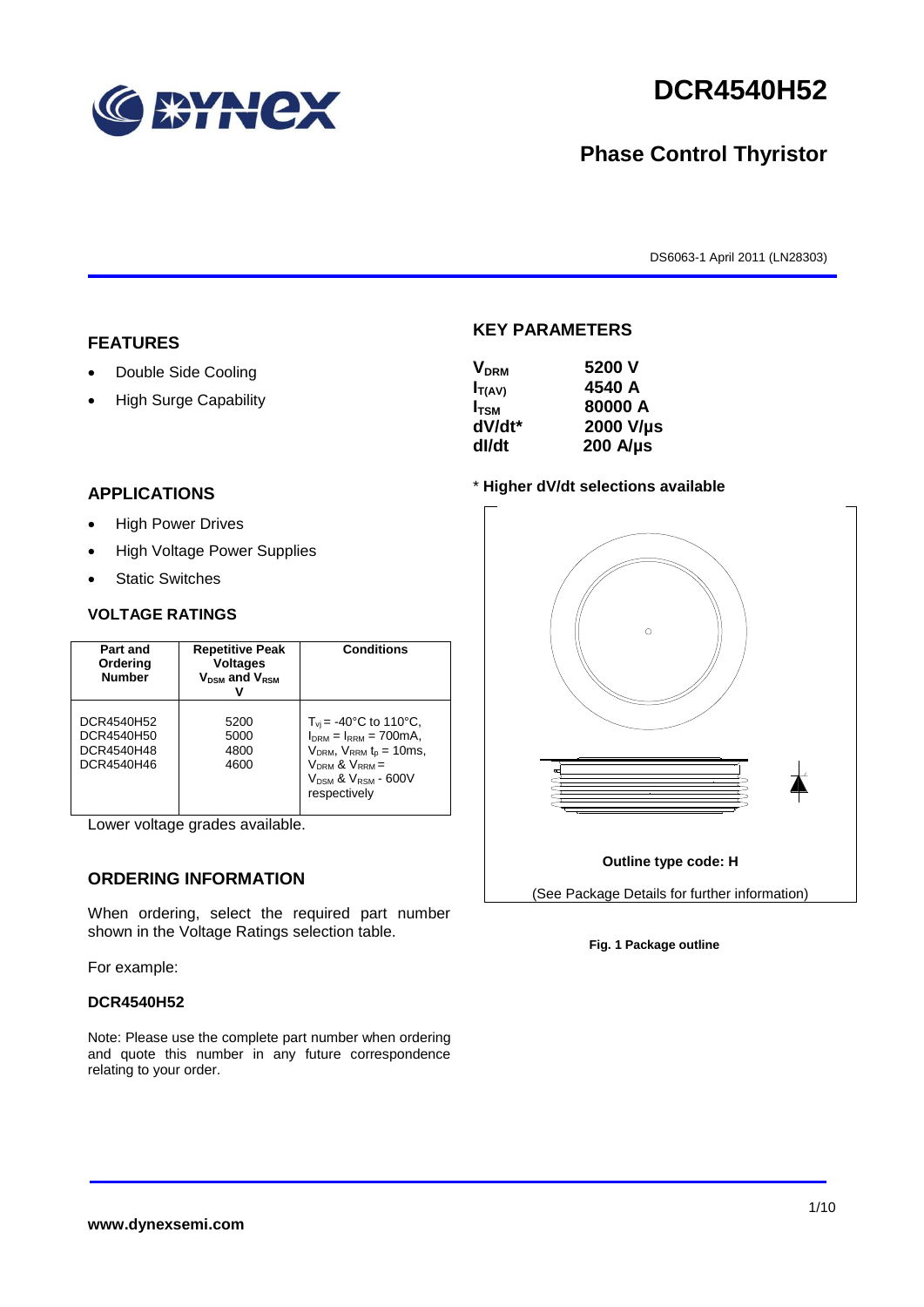# DCR4540H52

## Phase Control Thyristor

DS6063-1 April 2011 (LN28303)

## FEATURES

- Double Side Cooling
- High Surge Capability

## APPLICATIONS

- High Power Drives
- High Voltage Power Supplies
- Static Switches

## VOLTAGE RATINGS

| Part and Ordering Number | Repetitive Peak Voltages $V_{DSM}$ and $V_{RSM}$ V | Conditions |
|---|---|---|
| DCR4540H52<br>DCR4540H50<br>DCR4540H48<br>DCR4540H46 | 5200<br>5000<br>4800<br>4600 | $T_{vj}$ = -40°C to 110°C, $I_{DRM}$ = $I_{RRM}$ = 700mA, $V_{DRM}$, $V_{RRM}$ $t_p$ = 10ms, $V_{DRM}$ & $V_{RRM}$ = $V_{DSM}$ & $V_{RSM}$ - 600V respectively |

Lower voltage grades available.

## ORDERING INFORMATION

When ordering, select the required part number shown in the Voltage Ratings selection table.

For example:

**DCR4540H52**

Note: Please use the complete part number when ordering and quote this number in any future correspondence relating to your order.

## KEY PARAMETERS

| | |
|---|---|
| $V_{DRM}$ | 5200 V |
| $I_{T(AV)}$ | 4540 A |
| $I_{TSM}$ | 80000 A |
| dV/dt* | 2000 V/µs |
| dI/dt | 200 A/µs |

\* **Higher dV/dt selections available**

**Outline type code: H**

(See Package Details for further information)

**Fig. 1 Package outline**

**www.dynexsemi.com**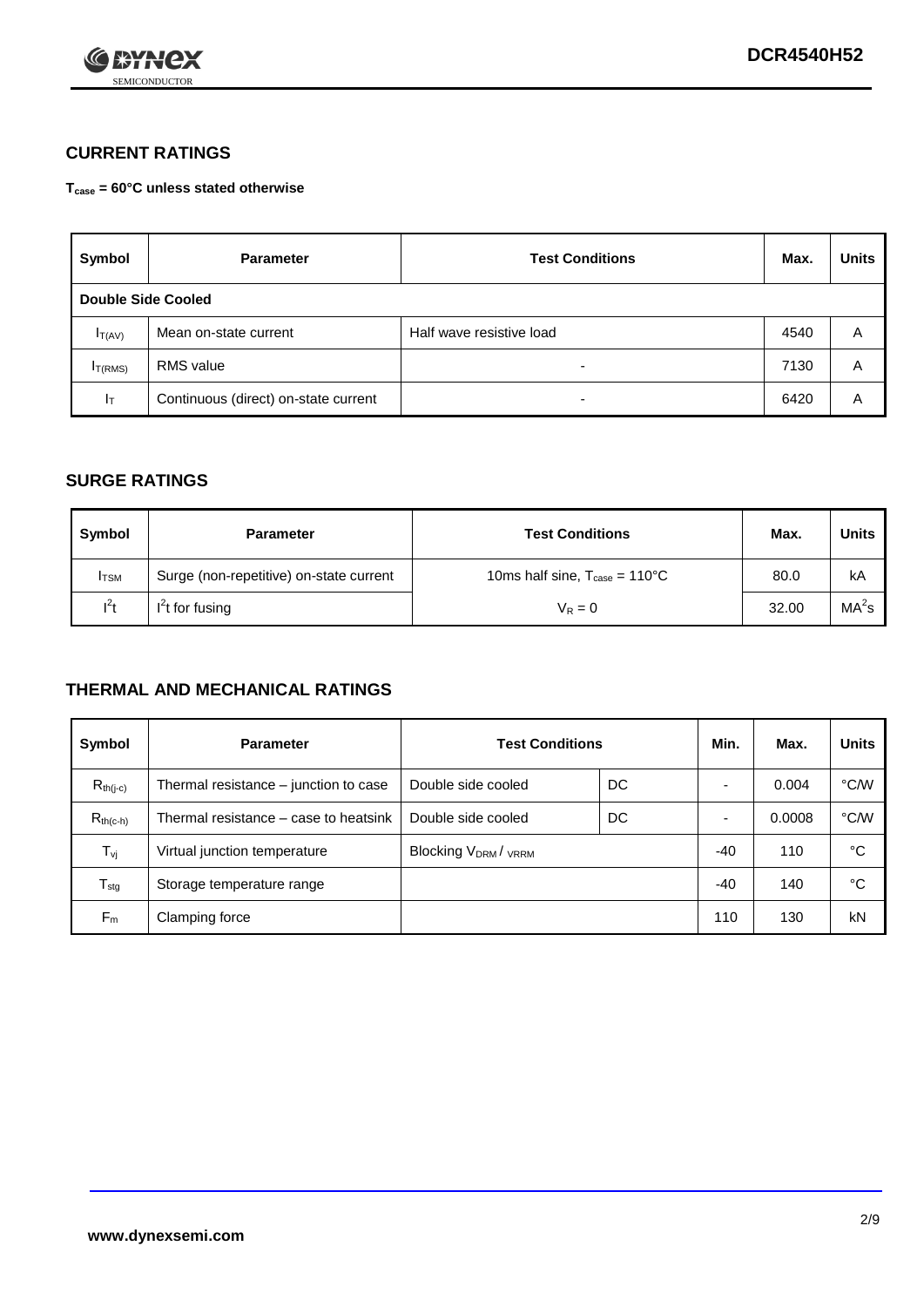## CURRENT RATINGS

**$T_{case}$ = 60°C unless stated otherwise**

| Symbol | Parameter | Test Conditions | Max. | Units |
|---|---|---|---|---|
| **Double Side Cooled** | | | | |
| $I_{T(AV)}$ | Mean on-state current | Half wave resistive load | 4540 | A |
| $I_{T(RMS)}$ | RMS value | - | 7130 | A |
| $I_T$ | Continuous (direct) on-state current | - | 6420 | A |

## SURGE RATINGS

| Symbol | Parameter | Test Conditions | Max. | Units |
|---|---|---|---|---|
| $I_{TSM}$ | Surge (non-repetitive) on-state current | 10ms half sine, $T_{case}$ = 110°C | 80.0 | kA |
| $I^2t$ | $I^2t$ for fusing | $V_R = 0$ | 32.00 | $MA^2s$ |

## THERMAL AND MECHANICAL RATINGS

| Symbol | Parameter | Test Conditions | | Min. | Max. | Units |
|---|---|---|---|---|---|---|
| $R_{th(j-c)}$ | Thermal resistance – junction to case | Double side cooled | DC | - | 0.004 | °C/W |
| $R_{th(c-h)}$ | Thermal resistance – case to heatsink | Double side cooled | DC | - | 0.0008 | °C/W |
| $T_{vj}$ | Virtual junction temperature | Blocking $V_{DRM}$ / $V_{RRM}$ | | -40 | 110 | °C |
| $T_{stg}$ | Storage temperature range | | | -40 | 140 | °C |
| $F_m$ | Clamping force | | | 110 | 130 | kN |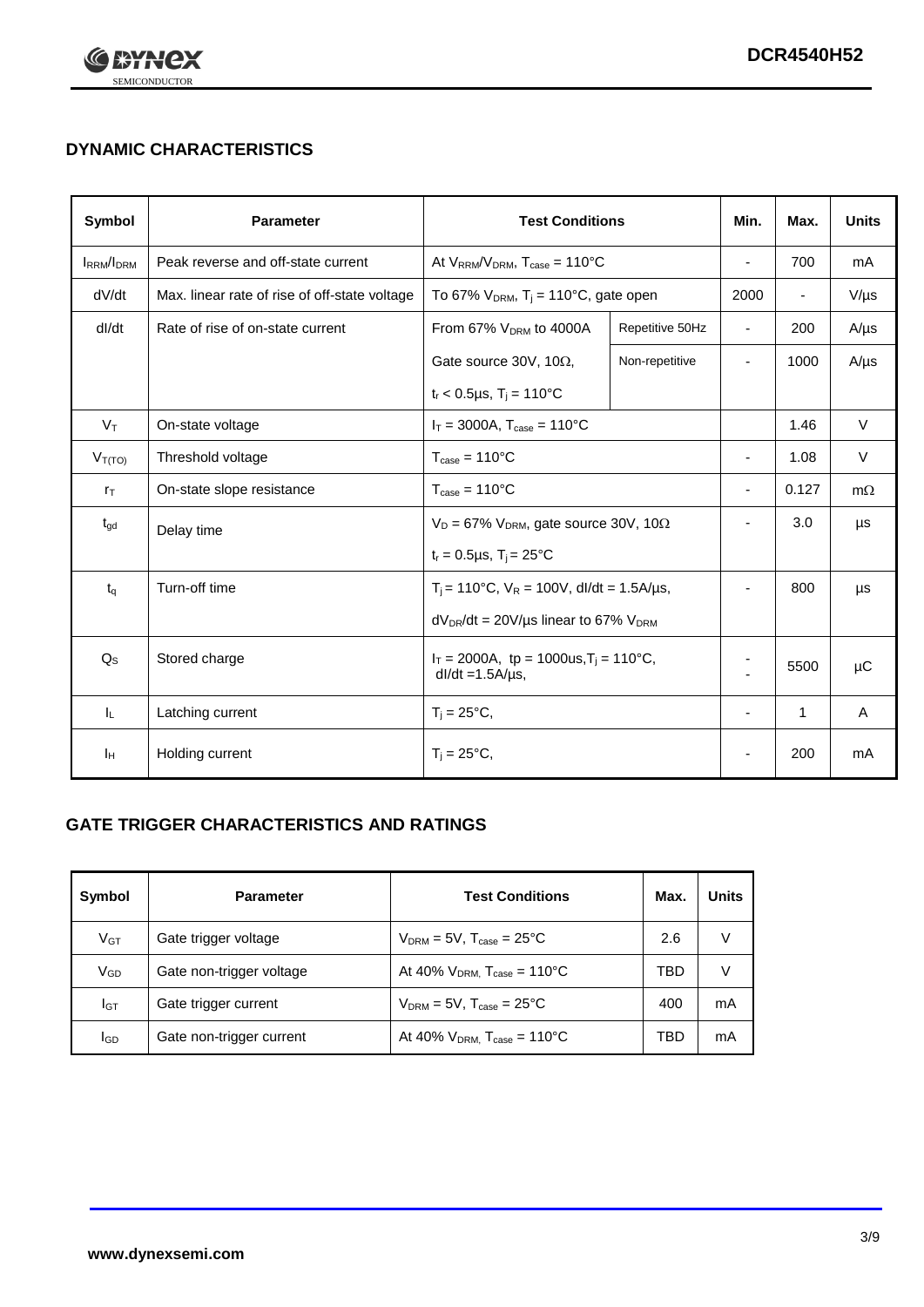## DYNAMIC CHARACTERISTICS

| Symbol | Parameter | Test Conditions | | Min. | Max. | Units |
|---|---|---|---|---|---|---|
| $I_{RRM}/I_{DRM}$ | Peak reverse and off-state current | At $V_{RRM}/V_{DRM}$, $T_{case}$ = 110°C | | - | 700 | mA |
| dV/dt | Max. linear rate of rise of off-state voltage | To 67% $V_{DRM}$, $T_j$ = 110°C, gate open | | 2000 | - | V/µs |
| dI/dt | Rate of rise of on-state current | From 67% $V_{DRM}$ to 4000A | Repetitive 50Hz | - | 200 | A/µs |
| | | Gate source 30V, 10Ω, | Non-repetitive | - | 1000 | A/µs |
| | | $t_r$ < 0.5µs, $T_j$ = 110°C | | | | |
| $V_T$ | On-state voltage | $I_T$ = 3000A, $T_{case}$ = 110°C | | | 1.46 | V |
| $V_{T(TO)}$ | Threshold voltage | $T_{case}$ = 110°C | | - | 1.08 | V |
| $r_T$ | On-state slope resistance | $T_{case}$ = 110°C | | - | 0.127 | mΩ |
| $t_{gd}$ | Delay time | $V_D$ = 67% $V_{DRM}$, gate source 30V, 10Ω | | - | 3.0 | µs |
| | | $t_r$ = 0.5µs, $T_j$ = 25°C | | | | |
| $t_q$ | Turn-off time | $T_j$ = 110°C, $V_R$ = 100V, dI/dt = 1.5A/µs, | | - | 800 | µs |
| | | $dV_{DR}$/dt = 20V/µs linear to 67% $V_{DRM}$ | | | | |
| $Q_S$ | Stored charge | $I_T$ = 2000A, tp = 1000us, $T_j$ = 110°C, dI/dt = 1.5A/µs, | | - | 5500 | µC |
| $I_L$ | Latching current | $T_j$ = 25°C, | | - | 1 | A |
| $I_H$ | Holding current | $T_j$ = 25°C, | | - | 200 | mA |

## GATE TRIGGER CHARACTERISTICS AND RATINGS

| Symbol | Parameter | Test Conditions | Max. | Units |
|---|---|---|---|---|
| $V_{GT}$ | Gate trigger voltage | $V_{DRM}$ = 5V, $T_{case}$ = 25°C | 2.6 | V |
| $V_{GD}$ | Gate non-trigger voltage | At 40% $V_{DRM}$, $T_{case}$ = 110°C | TBD | V |
| $I_{GT}$ | Gate trigger current | $V_{DRM}$ = 5V, $T_{case}$ = 25°C | 400 | mA |
| $I_{GD}$ | Gate non-trigger current | At 40% $V_{DRM}$, $T_{case}$ = 110°C | TBD | mA |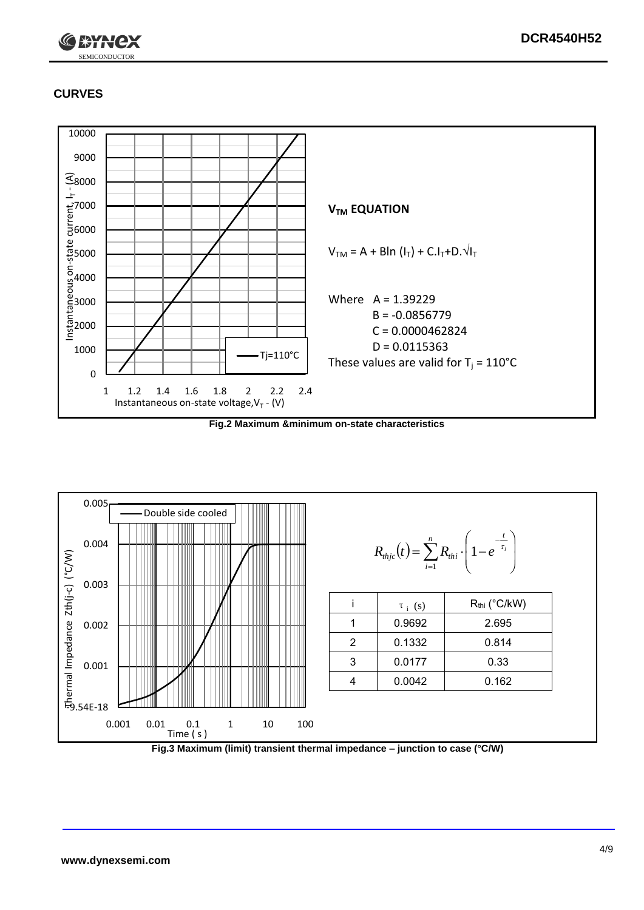## CURVES

**$V_{TM}$ EQUATION**

$$V_{TM} = A + B\ln(I_T) + C.I_T + D.\sqrt{I_T}$$

Where A = 1.39229
B = -0.0856779
C = 0.0000462824
D = 0.0115363

These values are valid for $T_j = 110°C$

Fig.2 Maximum &minimum on-state characteristics

$$R_{thjc}(t) = \sum_{i=1}^{n} R_{thi} \cdot \left(1 - e^{-\frac{t}{\tau_i}}\right)$$

| i | $\tau_i$ (s) | $R_{thi}$ (°C/kW) |
| --- | --- | --- |
| 1 | 0.9692 | 2.695 |
| 2 | 0.1332 | 0.814 |
| 3 | 0.0177 | 0.33 |
| 4 | 0.0042 | 0.162 |

Fig.3 Maximum (limit) transient thermal impedance – junction to case (°C/W)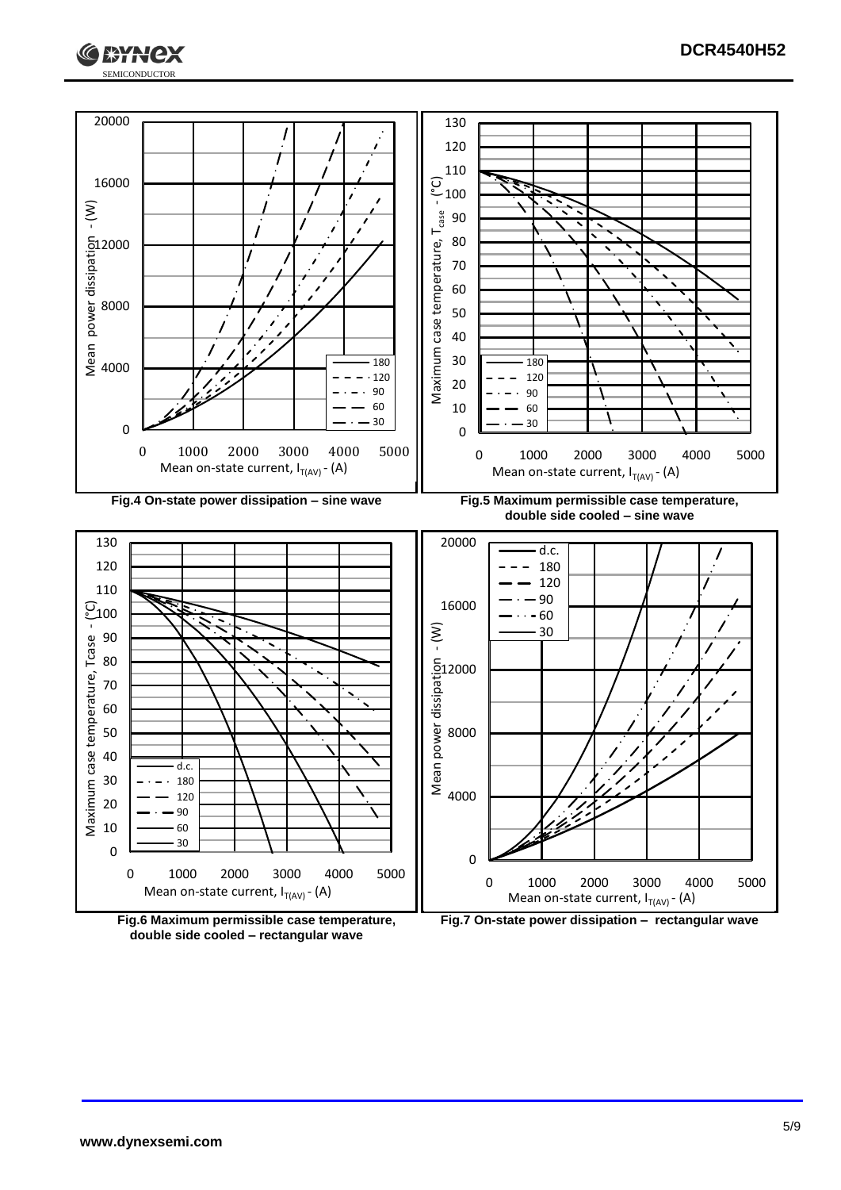Fig.4 On-state power dissipation – sine wave

Fig.5 Maximum permissible case temperature, double side cooled – sine wave

Fig.6 Maximum permissible case temperature, double side cooled – rectangular wave

Fig.7 On-state power dissipation – rectangular wave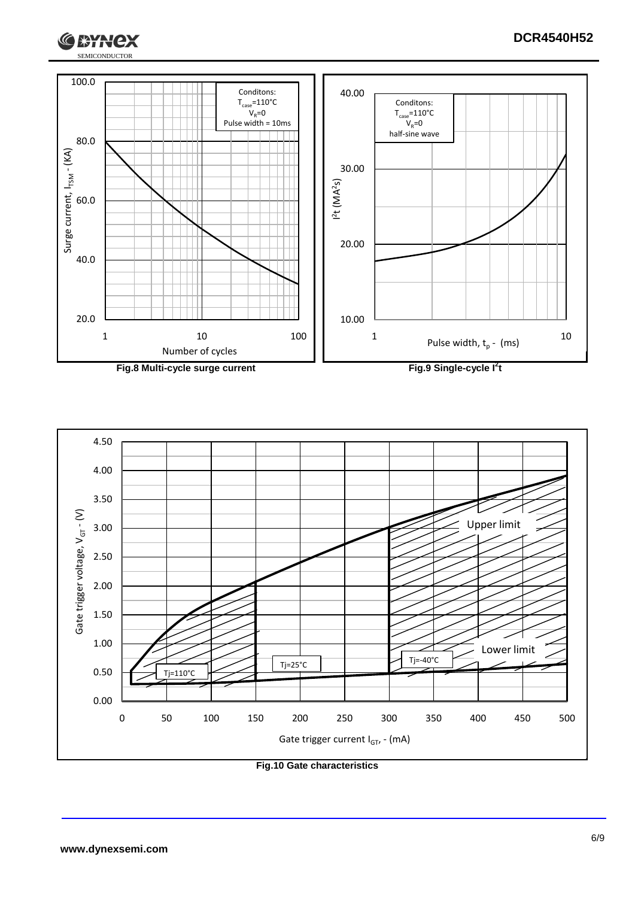Conditons:
$T_{case}$=110°C
$V_R$=0
Pulse width = 10ms

Surge current, $I_{TSM}$ - (KA)

Number of cycles

**Fig.8 Multi-cycle surge current**

Conditons:
$T_{case}$=110°C
$V_R$=0
half-sine wave

$I^2t$ ($MA^2s$)

Pulse width, $t_p$ - (ms)

**Fig.9 Single-cycle $I^2t$**

Upper limit

Lower limit

Tj=110°C

Tj=25°C

Tj=-40°C

Gate trigger voltage, $V_{GT}$ - (V)

Gate trigger current $I_{GT}$, - (mA)

**Fig.10 Gate characteristics**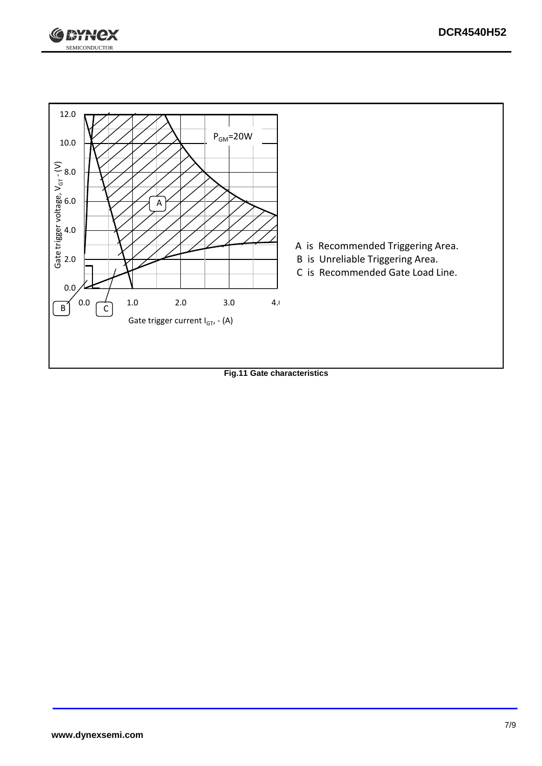A is Recommended Triggering Area.

B is Unreliable Triggering Area.

C is Recommended Gate Load Line.

**Fig.11 Gate characteristics**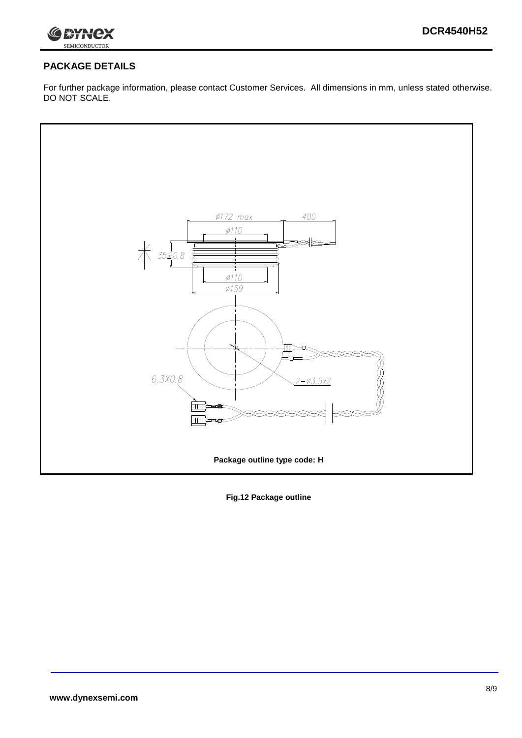## PACKAGE DETAILS

For further package information, please contact Customer Services. All dimensions in mm, unless stated otherwise. DO NOT SCALE.

Ø172 max

400

Ø110

35±0.8

Ø110

Ø159

6.3X0.8

2–Ø3.5x2

**Package outline type code: H**

**Fig.12 Package outline**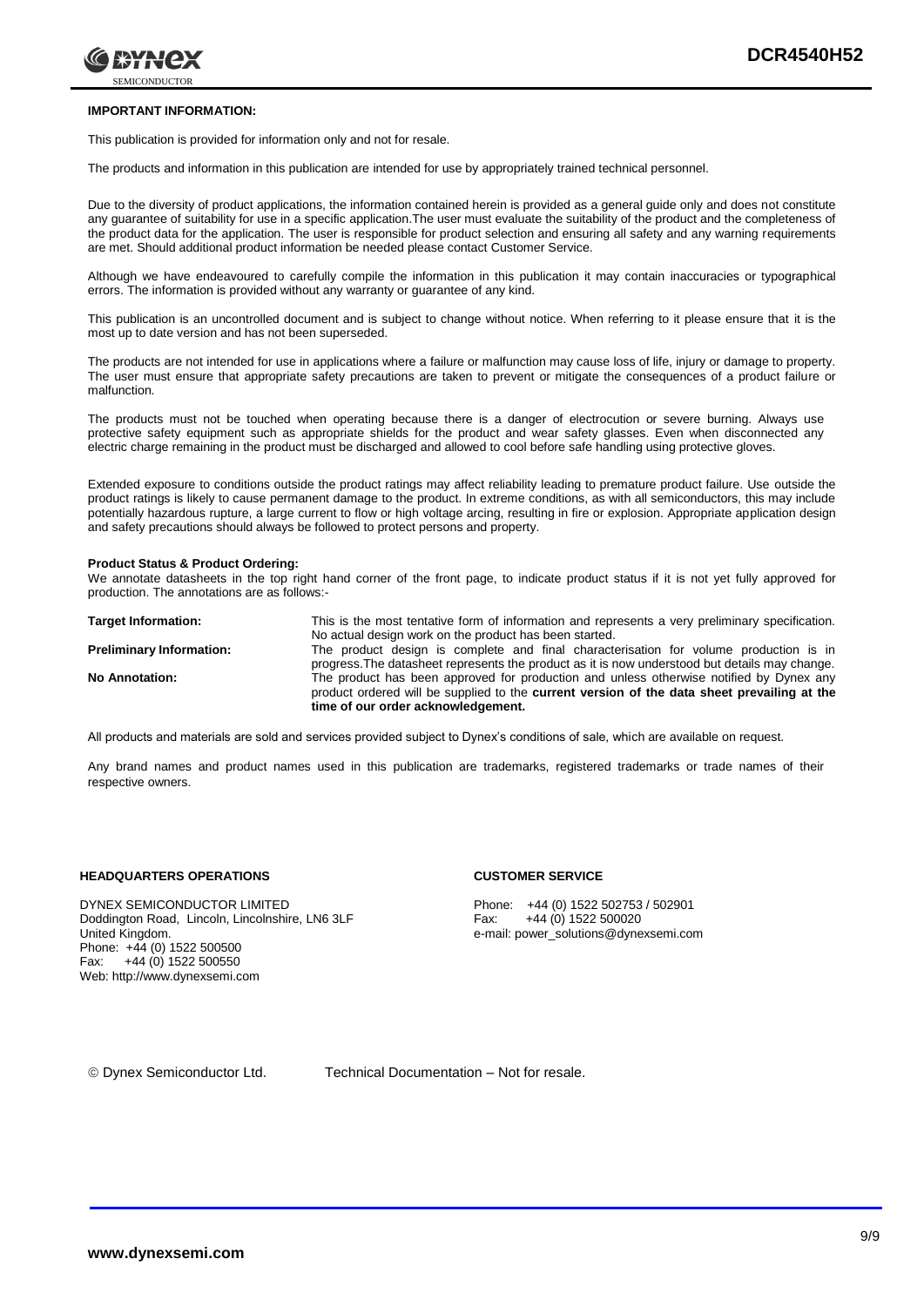**IMPORTANT INFORMATION:**

This publication is provided for information only and not for resale.

The products and information in this publication are intended for use by appropriately trained technical personnel.

Due to the diversity of product applications, the information contained herein is provided as a general guide only and does not constitute any guarantee of suitability for use in a specific application.The user must evaluate the suitability of the product and the completeness of the product data for the application. The user is responsible for product selection and ensuring all safety and any warning requirements are met. Should additional product information be needed please contact Customer Service.

Although we have endeavoured to carefully compile the information in this publication it may contain inaccuracies or typographical errors. The information is provided without any warranty or guarantee of any kind.

This publication is an uncontrolled document and is subject to change without notice. When referring to it please ensure that it is the most up to date version and has not been superseded.

The products are not intended for use in applications where a failure or malfunction may cause loss of life, injury or damage to property. The user must ensure that appropriate safety precautions are taken to prevent or mitigate the consequences of a product failure or malfunction.

The products must not be touched when operating because there is a danger of electrocution or severe burning. Always use protective safety equipment such as appropriate shields for the product and wear safety glasses. Even when disconnected any electric charge remaining in the product must be discharged and allowed to cool before safe handling using protective gloves.

Extended exposure to conditions outside the product ratings may affect reliability leading to premature product failure. Use outside the product ratings is likely to cause permanent damage to the product. In extreme conditions, as with all semiconductors, this may include potentially hazardous rupture, a large current to flow or high voltage arcing, resulting in fire or explosion. Appropriate application design and safety precautions should always be followed to protect persons and property.

**Product Status & Product Ordering:**

We annotate datasheets in the top right hand corner of the front page, to indicate product status if it is not yet fully approved for production. The annotations are as follows:-

| | |
|---|---|
| **Target Information:** | This is the most tentative form of information and represents a very preliminary specification. No actual design work on the product has been started. |
| **Preliminary Information:** | The product design is complete and final characterisation for volume production is in progress.The datasheet represents the product as it is now understood but details may change. |
| **No Annotation:** | The product has been approved for production and unless otherwise notified by Dynex any product ordered will be supplied to the **current version of the data sheet prevailing at the time of our order acknowledgement.** |

All products and materials are sold and services provided subject to Dynex's conditions of sale, which are available on request.

Any brand names and product names used in this publication are trademarks, registered trademarks or trade names of their respective owners.

**HEADQUARTERS OPERATIONS**

DYNEX SEMICONDUCTOR LIMITED
Doddington Road, Lincoln, Lincolnshire, LN6 3LF
United Kingdom.
Phone: +44 (0) 1522 500500
Fax: +44 (0) 1522 500550
Web: http://www.dynexsemi.com

**CUSTOMER SERVICE**

Phone: +44 (0) 1522 502753 / 502901
Fax: +44 (0) 1522 500020
e-mail: power_solutions@dynexsemi.com

© Dynex Semiconductor Ltd. Technical Documentation – Not for resale.